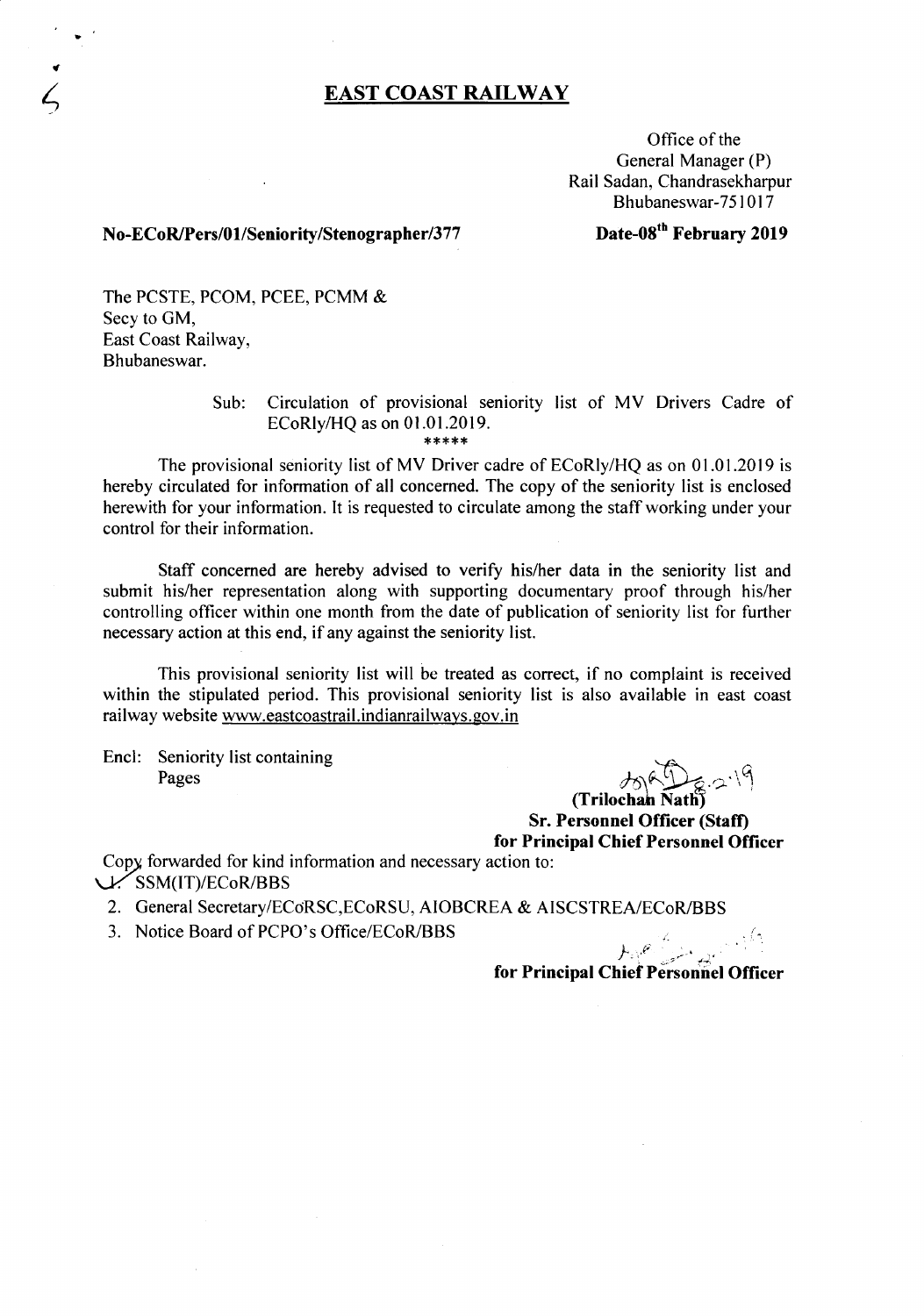# EAST COAST RAILWAY

Office of the
General Manager (P)
Rail Sadan, Chandrasekharpur
Bhubaneswar-751017

**No-ECoR/Pers/01/Seniority/Stenographer/377** **Date-08th February 2019**

The PCSTE, PCOM, PCEE, PCMM &
Secy to GM,
East Coast Railway,
Bhubaneswar.

Sub: Circulation of provisional seniority list of MV Drivers Cadre of ECoRly/HQ as on 01.01.2019.

*****

The provisional seniority list of MV Driver cadre of ECoRly/HQ as on 01.01.2019 is hereby circulated for information of all concerned. The copy of the seniority list is enclosed herewith for your information. It is requested to circulate among the staff working under your control for their information.

Staff concerned are hereby advised to verify his/her data in the seniority list and submit his/her representation along with supporting documentary proof through his/her controlling officer within one month from the date of publication of seniority list for further necessary action at this end, if any against the seniority list.

This provisional seniority list will be treated as correct, if no complaint is received within the stipulated period. This provisional seniority list is also available in east coast railway website www.eastcoastrail.indianrailways.gov.in

Encl: Seniority list containing
Pages

(Trilochan Nath)
**Sr. Personnel Officer (Staff)**
**for Principal Chief Personnel Officer**

Copy forwarded for kind information and necessary action to:

1. SSM(IT)/ECoR/BBS
2. General Secretary/ECoRSC,ECoRSU, AIOBCREA & AISCSTREA/ECoR/BBS
3. Notice Board of PCPO's Office/ECoR/BBS

**for Principal Chief Personnel Officer**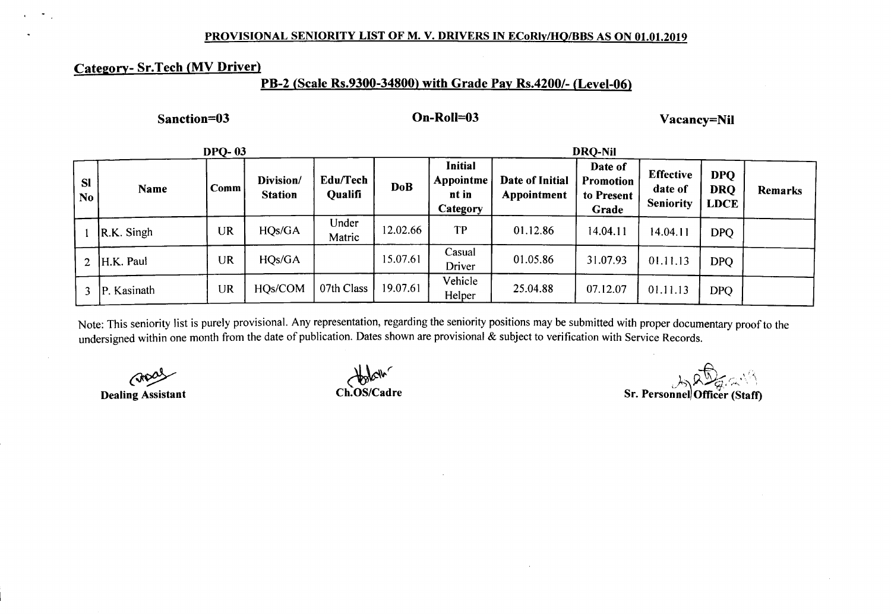**PROVISIONAL SENIORITY LIST OF M. V. DRIVERS IN ECoRly/HQ/BBS AS ON 01.01.2019**

**Category- Sr.Tech (MV Driver)**

**PB-2 (Scale Rs.9300-34800) with Grade Pay Rs.4200/- (Level-06)**

**Sanction=03** **On-Roll=03** **Vacancy=Nil**

**DPQ- 03** **DRQ-Nil**

| Sl No | Name | Comm | Division/ Station | Edu/Tech Qualifi | DoB | Initial Appointment in Category | Date of Initial Appointment | Date of Promotion to Present Grade | Effective date of Seniority | DPQ DRQ LDCE | Remarks |
|---|---|---|---|---|---|---|---|---|---|---|---|
| 1 | R.K. Singh | UR | HQs/GA | Under Matric | 12.02.66 | TP | 01.12.86 | 14.04.11 | 14.04.11 | DPQ | |
| 2 | H.K. Paul | UR | HQs/GA | | 15.07.61 | Casual Driver | 01.05.86 | 31.07.93 | 01.11.13 | DPQ | |
| 3 | P. Kasinath | UR | HQs/COM | 07th Class | 19.07.61 | Vehicle Helper | 25.04.88 | 07.12.07 | 01.11.13 | DPQ | |

Note: This seniority list is purely provisional. Any representation, regarding the seniority positions may be submitted with proper documentary proof to the undersigned within one month from the date of publication. Dates shown are provisional & subject to verification with Service Records.

**Dealing Assistant** **Ch.OS/Cadre** **Sr. Personnel Officer (Staff)**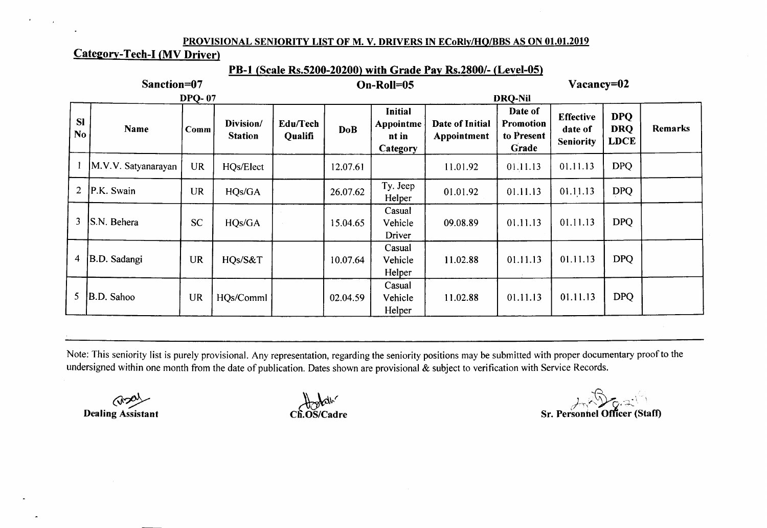## PROVISIONAL SENIORITY LIST OF M. V. DRIVERS IN ECoRly/HQ/BBS AS ON 01.01.2019

### Category-Tech-I (MV Driver)

### PB-1 (Scale Rs.5200-20200) with Grade Pay Rs.2800/- (Level-05)

**Sanction=07** **On-Roll=05** **Vacancy=02**

**DPQ- 07** **DRQ-Nil**

| Sl No | Name | Comm | Division/ Station | Edu/Tech Qualifi | DoB | Initial Appointment in Category | Date of Initial Appointment | Date of Promotion to Present Grade | Effective date of Seniority | DPQ DRQ LDCE | Remarks |
|---|---|---|---|---|---|---|---|---|---|---|---|
| 1 | M.V.V. Satyanarayan | UR | HQs/Elect | | 12.07.61 | | 11.01.92 | 01.11.13 | 01.11.13 | DPQ | |
| 2 | P.K. Swain | UR | HQs/GA | | 26.07.62 | Ty. Jeep Helper | 01.01.92 | 01.11.13 | 01.11.13 | DPQ | |
| 3 | S.N. Behera | SC | HQs/GA | | 15.04.65 | Casual Vehicle Driver | 09.08.89 | 01.11.13 | 01.11.13 | DPQ | |
| 4 | B.D. Sadangi | UR | HQs/S&T | | 10.07.64 | Casual Vehicle Helper | 11.02.88 | 01.11.13 | 01.11.13 | DPQ | |
| 5 | B.D. Sahoo | UR | HQs/Comml | | 02.04.59 | Casual Vehicle Helper | 11.02.88 | 01.11.13 | 01.11.13 | DPQ | |

Note: This seniority list is purely provisional. Any representation, regarding the seniority positions may be submitted with proper documentary proof to the undersigned within one month from the date of publication. Dates shown are provisional & subject to verification with Service Records.

**Dealing Assistant** **Ch.OS/Cadre** **Sr. Personnel Officer (Staff)**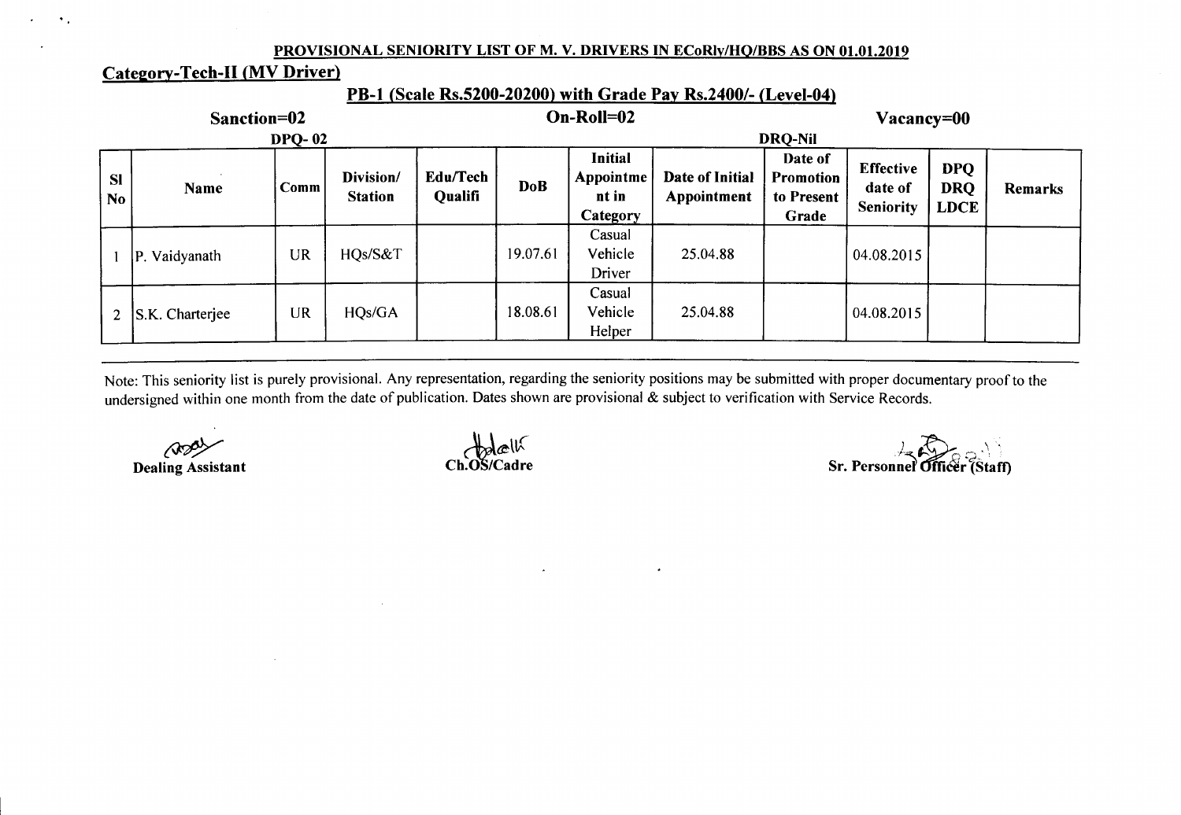**PROVISIONAL SENIORITY LIST OF M. V. DRIVERS IN ECoRly/HQ/BBS AS ON 01.01.2019**

**Category-Tech-II (MV Driver)**

**PB-1 (Scale Rs.5200-20200) with Grade Pay Rs.2400/- (Level-04)**

**Sanction=02** **On-Roll=02** **Vacancy=00**

**DPQ- 02** **DRQ-Nil**

| Sl No | Name | Comm | Division/ Station | Edu/Tech Qualifi | DoB | Initial Appointment in Category | Date of Initial Appointment | Date of Promotion to Present Grade | Effective date of Seniority | DPQ DRQ LDCE | Remarks |
|---|---|---|---|---|---|---|---|---|---|---|---|
| 1 | P. Vaidyanath | UR | HQs/S&T | | 19.07.61 | Casual Vehicle Driver | 25.04.88 | | 04.08.2015 | | |
| 2 | S.K. Charterjee | UR | HQs/GA | | 18.08.61 | Casual Vehicle Helper | 25.04.88 | | 04.08.2015 | | |

Note: This seniority list is purely provisional. Any representation, regarding the seniority positions may be submitted with proper documentary proof to the undersigned within one month from the date of publication. Dates shown are provisional & subject to verification with Service Records.

**Dealing Assistant** **Ch.OS/Cadre** **Sr. Personnel Officer (Staff)**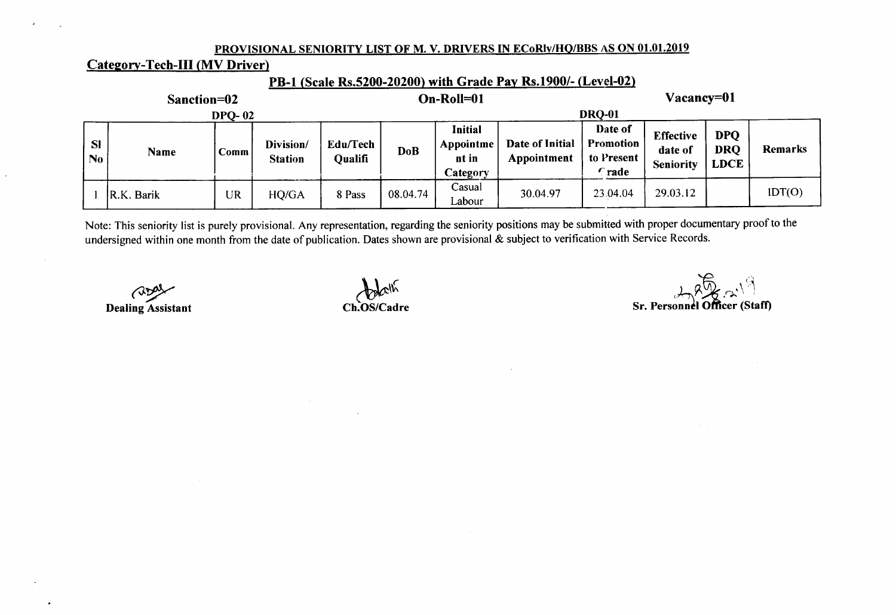**PROVISIONAL SENIORITY LIST OF M. V. DRIVERS IN ECoRly/HQ/BBS AS ON 01.01.2019**

**Category-Tech-III (MV Driver)**

**PB-1 (Scale Rs.5200-20200) with Grade Pay Rs.1900/- (Level-02)**

**Sanction=02** **On-Roll=01** **Vacancy=01**

DPQ- 02 DRQ-01

| Sl No | Name | Comm | Division/ Station | Edu/Tech Qualifi | DoB | Initial Appointment in Category | Date of Initial Appointment | Date of Promotion to Present Grade | Effective date of Seniority | DPQ DRQ LDCE | Remarks |
|---|---|---|---|---|---|---|---|---|---|---|---|
| 1 | R.K. Barik | UR | HQ/GA | 8 Pass | 08.04.74 | Casual Labour | 30.04.97 | 23.04.04 | 29.03.12 | | IDT(O) |

Note: This seniority list is purely provisional. Any representation, regarding the seniority positions may be submitted with proper documentary proof to the undersigned within one month from the date of publication. Dates shown are provisional & subject to verification with Service Records.

**Dealing Assistant** **Ch.OS/Cadre** **Sr. Personnel Officer (Staff)**